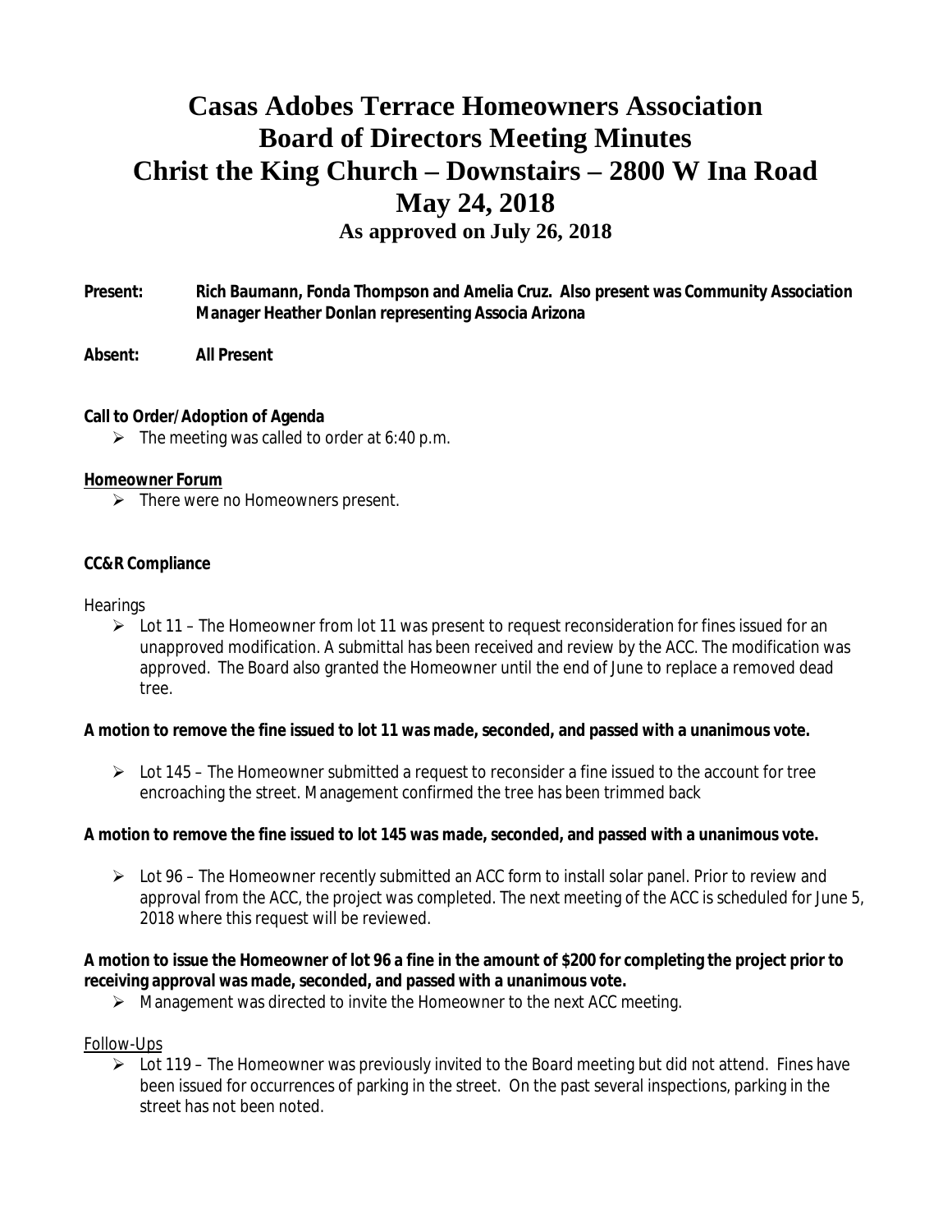# Casas Adobes Terrace Homeowners Association
# Board of Directors Meeting Minutes
# Christ the King Church – Downstairs – 2800 W Ina Road
# May 24, 2018
### As approved on July 26, 2018

**Present:** **Rich Baumann, Fonda Thompson and Amelia Cruz. Also present was Community Association Manager Heather Donlan representing Associa Arizona**

**Absent:** **All Present**

**Call to Order/Adoption of Agenda**

- The meeting was called to order at 6:40 p.m.

**Homeowner Forum**

- There were no Homeowners present.

**CC&R Compliance**

Hearings

- Lot 11 – The Homeowner from lot 11 was present to request reconsideration for fines issued for an unapproved modification. A submittal has been received and review by the ACC. The modification was approved. The Board also granted the Homeowner until the end of June to replace a removed dead tree.

**A motion to remove the fine issued to lot 11 was made, seconded, and passed with a unanimous vote.**

- Lot 145 – The Homeowner submitted a request to reconsider a fine issued to the account for tree encroaching the street. Management confirmed the tree has been trimmed back

**A motion to remove the fine issued to lot 145 was made, seconded, and passed with a unanimous vote.**

- Lot 96 – The Homeowner recently submitted an ACC form to install solar panel. Prior to review and approval from the ACC, the project was completed. The next meeting of the ACC is scheduled for June 5, 2018 where this request will be reviewed.

**A motion to issue the Homeowner of lot 96 a fine in the amount of $200 for completing the project prior to receiving approval was made, seconded, and passed with a unanimous vote.**

- Management was directed to invite the Homeowner to the next ACC meeting.

Follow-Ups

- Lot 119 – The Homeowner was previously invited to the Board meeting but did not attend. Fines have been issued for occurrences of parking in the street. On the past several inspections, parking in the street has not been noted.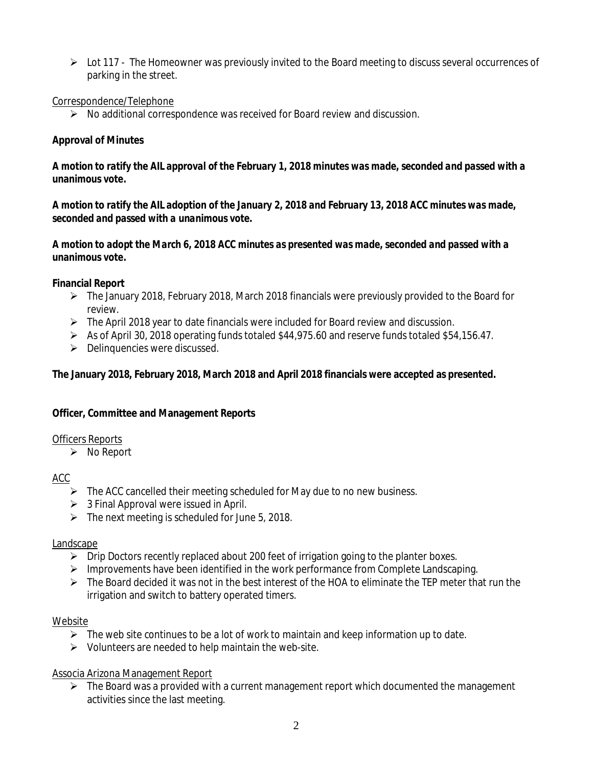- Lot 117 - The Homeowner was previously invited to the Board meeting to discuss several occurrences of parking in the street.

Correspondence/Telephone

- No additional correspondence was received for Board review and discussion.

**Approval of Minutes**

***A motion to ratify the AIL approval of the February 1, 2018 minutes was made, seconded and passed with a unanimous vote.***

***A motion to ratify the AIL adoption of the January 2, 2018 and February 13, 2018 ACC minutes was made, seconded and passed with a unanimous vote.***

***A motion to adopt the March 6, 2018 ACC minutes as presented was made, seconded and passed with a unanimous vote.***

**Financial Report**

- The January 2018, February 2018, March 2018 financials were previously provided to the Board for review.
- The April 2018 year to date financials were included for Board review and discussion.
- As of April 30, 2018 operating funds totaled $44,975.60 and reserve funds totaled $54,156.47.
- Delinquencies were discussed.

**The January 2018, February 2018, March 2018 and April 2018 financials were accepted as presented.**

**Officer, Committee and Management Reports**

Officers Reports

- No Report

ACC

- The ACC cancelled their meeting scheduled for May due to no new business.
- 3 Final Approval were issued in April.
- The next meeting is scheduled for June 5, 2018.

Landscape

- Drip Doctors recently replaced about 200 feet of irrigation going to the planter boxes.
- Improvements have been identified in the work performance from Complete Landscaping.
- The Board decided it was not in the best interest of the HOA to eliminate the TEP meter that run the irrigation and switch to battery operated timers.

Website

- The web site continues to be a lot of work to maintain and keep information up to date.
- Volunteers are needed to help maintain the web-site.

Associa Arizona Management Report

- The Board was a provided with a current management report which documented the management activities since the last meeting.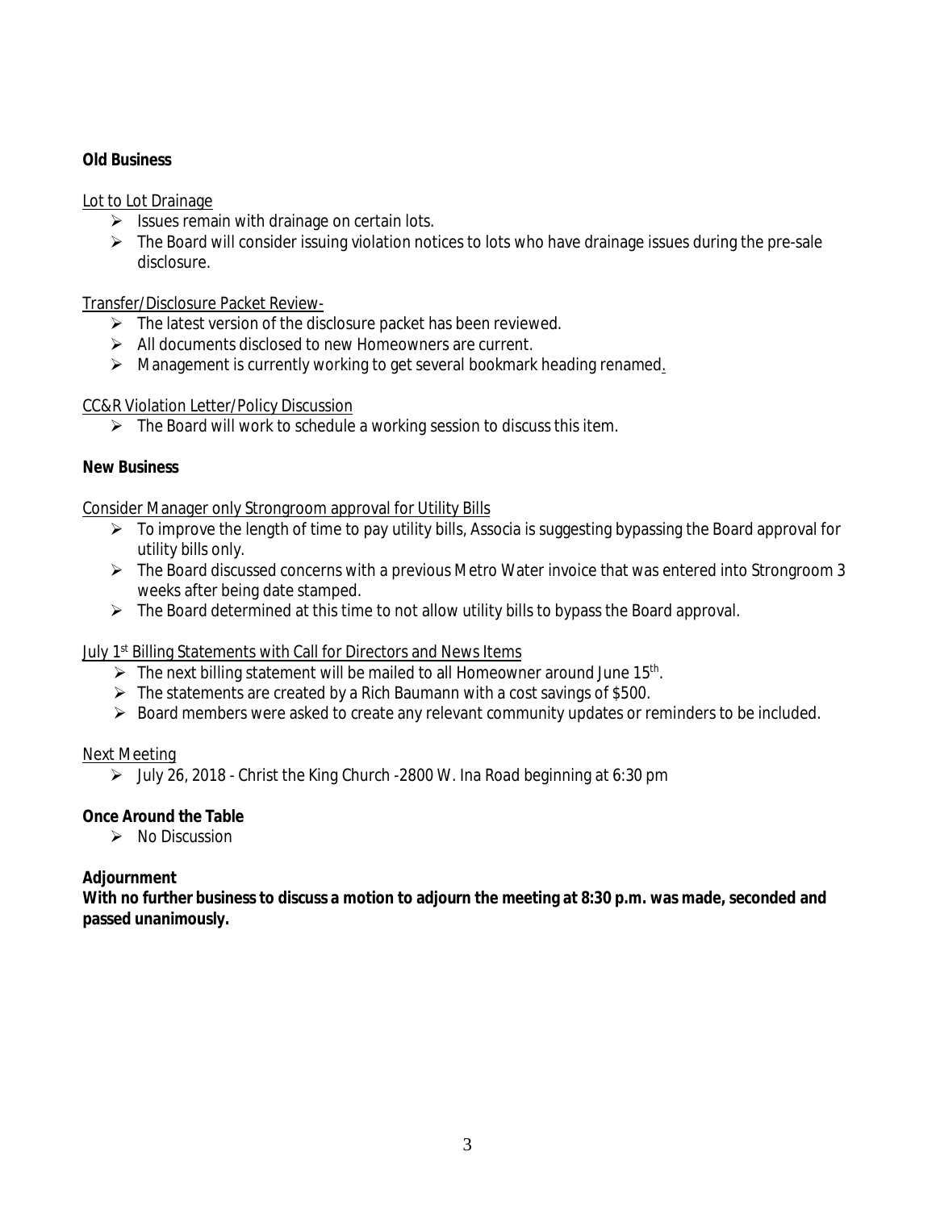**Old Business**

Lot to Lot Drainage

- Issues remain with drainage on certain lots.
- The Board will consider issuing violation notices to lots who have drainage issues during the pre-sale disclosure.

Transfer/Disclosure Packet Review-

- The latest version of the disclosure packet has been reviewed.
- All documents disclosed to new Homeowners are current.
- Management is currently working to get several bookmark heading renamed.

CC&R Violation Letter/Policy Discussion

- The Board will work to schedule a working session to discuss this item.

**New Business**

Consider Manager only Strongroom approval for Utility Bills

- To improve the length of time to pay utility bills, Associa is suggesting bypassing the Board approval for utility bills only.
- The Board discussed concerns with a previous Metro Water invoice that was entered into Strongroom 3 weeks after being date stamped.
- The Board determined at this time to not allow utility bills to bypass the Board approval.

July 1st Billing Statements with Call for Directors and News Items

- The next billing statement will be mailed to all Homeowner around June 15th.
- The statements are created by a Rich Baumann with a cost savings of $500.
- Board members were asked to create any relevant community updates or reminders to be included.

Next Meeting

- July 26, 2018 - Christ the King Church -2800 W. Ina Road beginning at 6:30 pm

**Once Around the Table**

- No Discussion

**Adjournment**

**With no further business to discuss a motion to adjourn the meeting at 8:30 p.m. was made, seconded and passed unanimously.**